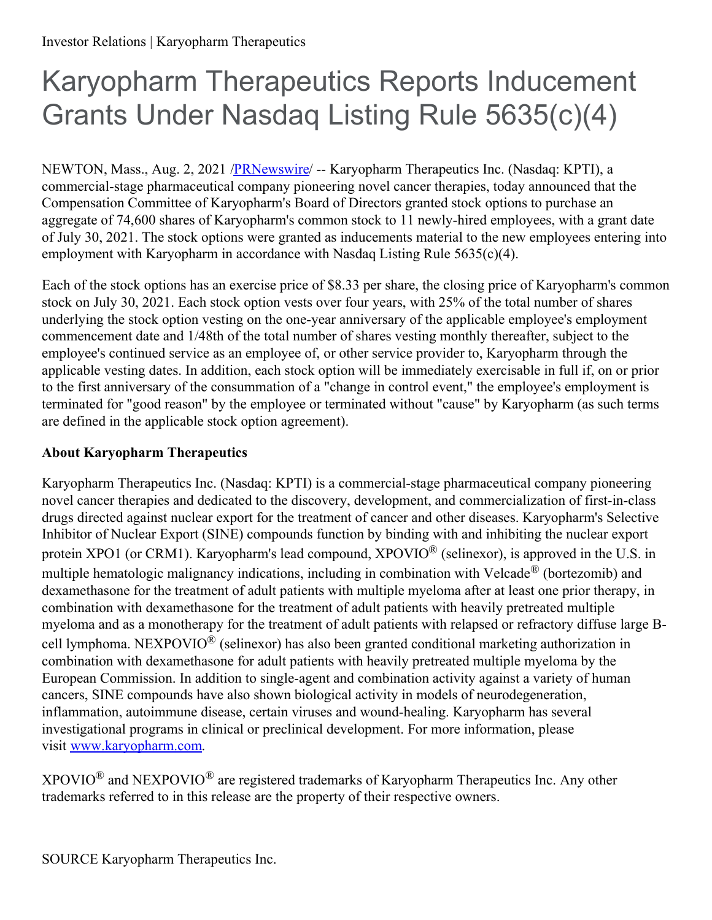Investor Relations | Karyopharm Therapeutics

# Karyopharm Therapeutics Reports Inducement Grants Under Nasdaq Listing Rule 5635(c)(4)

NEWTON, Mass., Aug. 2, 2021 /PRNewswire/ -- Karyopharm Therapeutics Inc. (Nasdaq: KPTI), a commercial-stage pharmaceutical company pioneering novel cancer therapies, today announced that the Compensation Committee of Karyopharm's Board of Directors granted stock options to purchase an aggregate of 74,600 shares of Karyopharm's common stock to 11 newly-hired employees, with a grant date of July 30, 2021. The stock options were granted as inducements material to the new employees entering into employment with Karyopharm in accordance with Nasdaq Listing Rule 5635(c)(4).

Each of the stock options has an exercise price of $8.33 per share, the closing price of Karyopharm's common stock on July 30, 2021. Each stock option vests over four years, with 25% of the total number of shares underlying the stock option vesting on the one-year anniversary of the applicable employee's employment commencement date and 1/48th of the total number of shares vesting monthly thereafter, subject to the employee's continued service as an employee of, or other service provider to, Karyopharm through the applicable vesting dates. In addition, each stock option will be immediately exercisable in full if, on or prior to the first anniversary of the consummation of a "change in control event," the employee's employment is terminated for "good reason" by the employee or terminated without "cause" by Karyopharm (as such terms are defined in the applicable stock option agreement).

**About Karyopharm Therapeutics**

Karyopharm Therapeutics Inc. (Nasdaq: KPTI) is a commercial-stage pharmaceutical company pioneering novel cancer therapies and dedicated to the discovery, development, and commercialization of first-in-class drugs directed against nuclear export for the treatment of cancer and other diseases. Karyopharm's Selective Inhibitor of Nuclear Export (SINE) compounds function by binding with and inhibiting the nuclear export protein XPO1 (or CRM1). Karyopharm's lead compound, XPOVIO® (selinexor), is approved in the U.S. in multiple hematologic malignancy indications, including in combination with Velcade® (bortezomib) and dexamethasone for the treatment of adult patients with multiple myeloma after at least one prior therapy, in combination with dexamethasone for the treatment of adult patients with heavily pretreated multiple myeloma and as a monotherapy for the treatment of adult patients with relapsed or refractory diffuse large B-cell lymphoma. NEXPOVIO® (selinexor) has also been granted conditional marketing authorization in combination with dexamethasone for adult patients with heavily pretreated multiple myeloma by the European Commission. In addition to single-agent and combination activity against a variety of human cancers, SINE compounds have also shown biological activity in models of neurodegeneration, inflammation, autoimmune disease, certain viruses and wound-healing. Karyopharm has several investigational programs in clinical or preclinical development. For more information, please visit www.karyopharm.com.

XPOVIO® and NEXPOVIO® are registered trademarks of Karyopharm Therapeutics Inc. Any other trademarks referred to in this release are the property of their respective owners.

SOURCE Karyopharm Therapeutics Inc.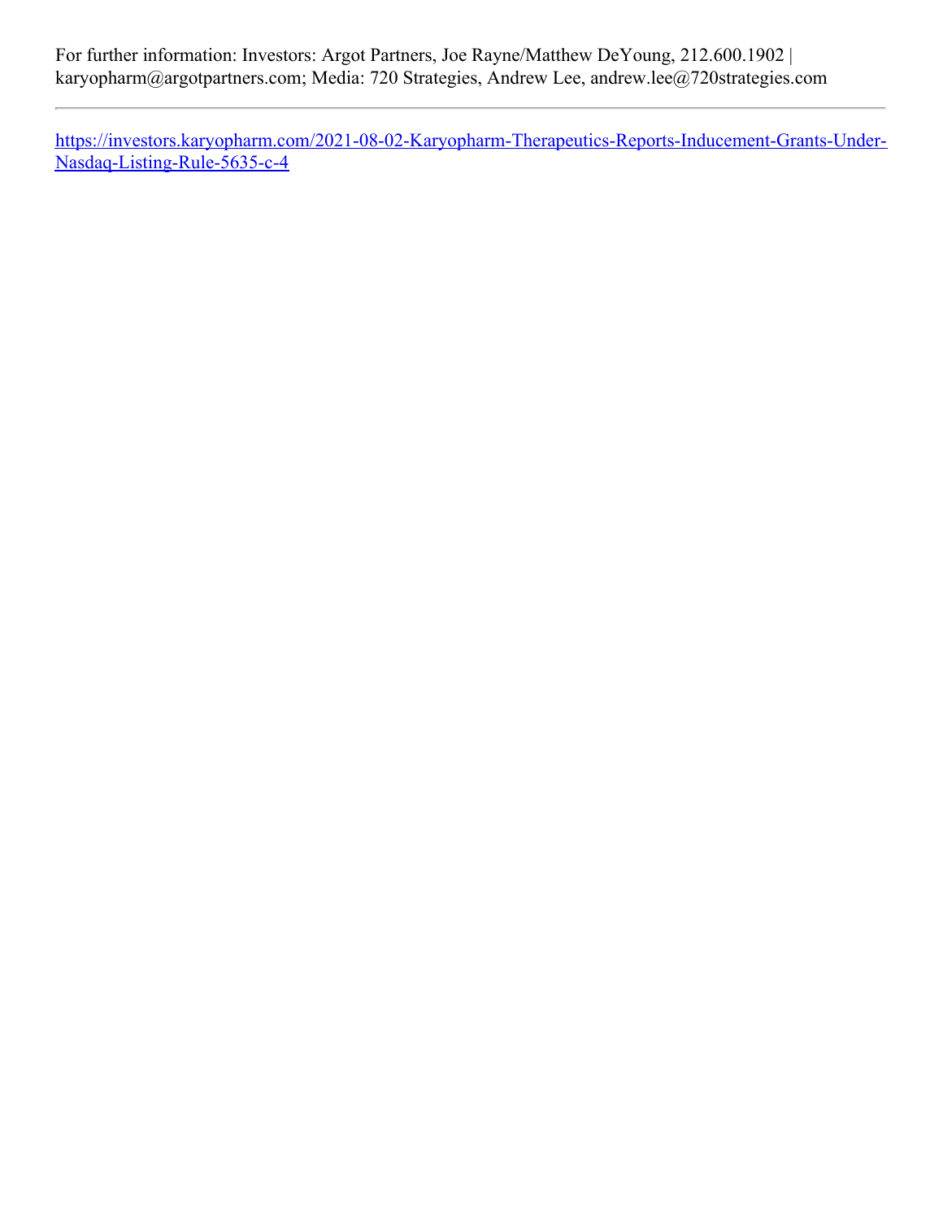For further information: Investors: Argot Partners, Joe Rayne/Matthew DeYoung, 212.600.1902 | karyopharm@argotpartners.com; Media: 720 Strategies, Andrew Lee, andrew.lee@720strategies.com

---

https://investors.karyopharm.com/2021-08-02-Karyopharm-Therapeutics-Reports-Inducement-Grants-Under-Nasdaq-Listing-Rule-5635-c-4